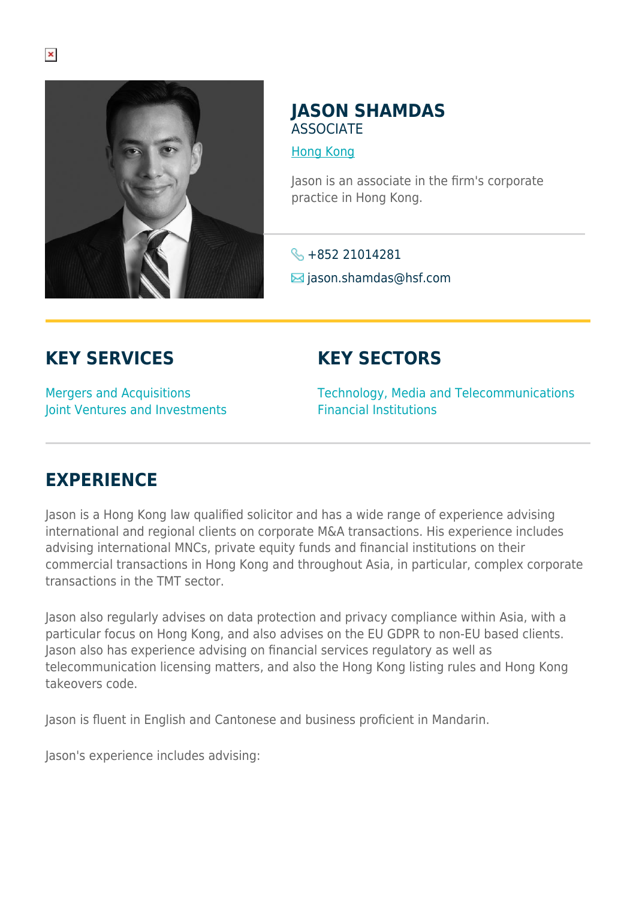# JASON SHAMDAS

ASSOCIATE

[Hong Kong]

Jason is an associate in the firm's corporate practice in Hong Kong.

+852 21014281

jason.shamdas@hsf.com

## KEY SERVICES

Mergers and Acquisitions
Joint Ventures and Investments

## KEY SECTORS

Technology, Media and Telecommunications
Financial Institutions

## EXPERIENCE

Jason is a Hong Kong law qualified solicitor and has a wide range of experience advising international and regional clients on corporate M&A transactions. His experience includes advising international MNCs, private equity funds and financial institutions on their commercial transactions in Hong Kong and throughout Asia, in particular, complex corporate transactions in the TMT sector.

Jason also regularly advises on data protection and privacy compliance within Asia, with a particular focus on Hong Kong, and also advises on the EU GDPR to non-EU based clients. Jason also has experience advising on financial services regulatory as well as telecommunication licensing matters, and also the Hong Kong listing rules and Hong Kong takeovers code.

Jason is fluent in English and Cantonese and business proficient in Mandarin.

Jason's experience includes advising: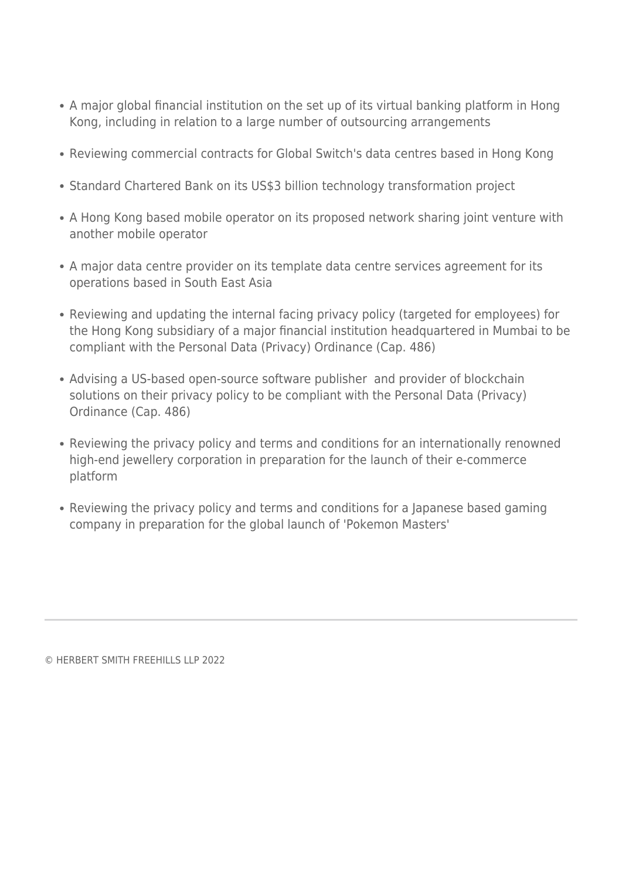- A major global financial institution on the set up of its virtual banking platform in Hong Kong, including in relation to a large number of outsourcing arrangements
- Reviewing commercial contracts for Global Switch's data centres based in Hong Kong
- Standard Chartered Bank on its US$3 billion technology transformation project
- A Hong Kong based mobile operator on its proposed network sharing joint venture with another mobile operator
- A major data centre provider on its template data centre services agreement for its operations based in South East Asia
- Reviewing and updating the internal facing privacy policy (targeted for employees) for the Hong Kong subsidiary of a major financial institution headquartered in Mumbai to be compliant with the Personal Data (Privacy) Ordinance (Cap. 486)
- Advising a US-based open-source software publisher  and provider of blockchain solutions on their privacy policy to be compliant with the Personal Data (Privacy) Ordinance (Cap. 486)
- Reviewing the privacy policy and terms and conditions for an internationally renowned high-end jewellery corporation in preparation for the launch of their e-commerce platform
- Reviewing the privacy policy and terms and conditions for a Japanese based gaming company in preparation for the global launch of 'Pokemon Masters'

---

© HERBERT SMITH FREEHILLS LLP 2022